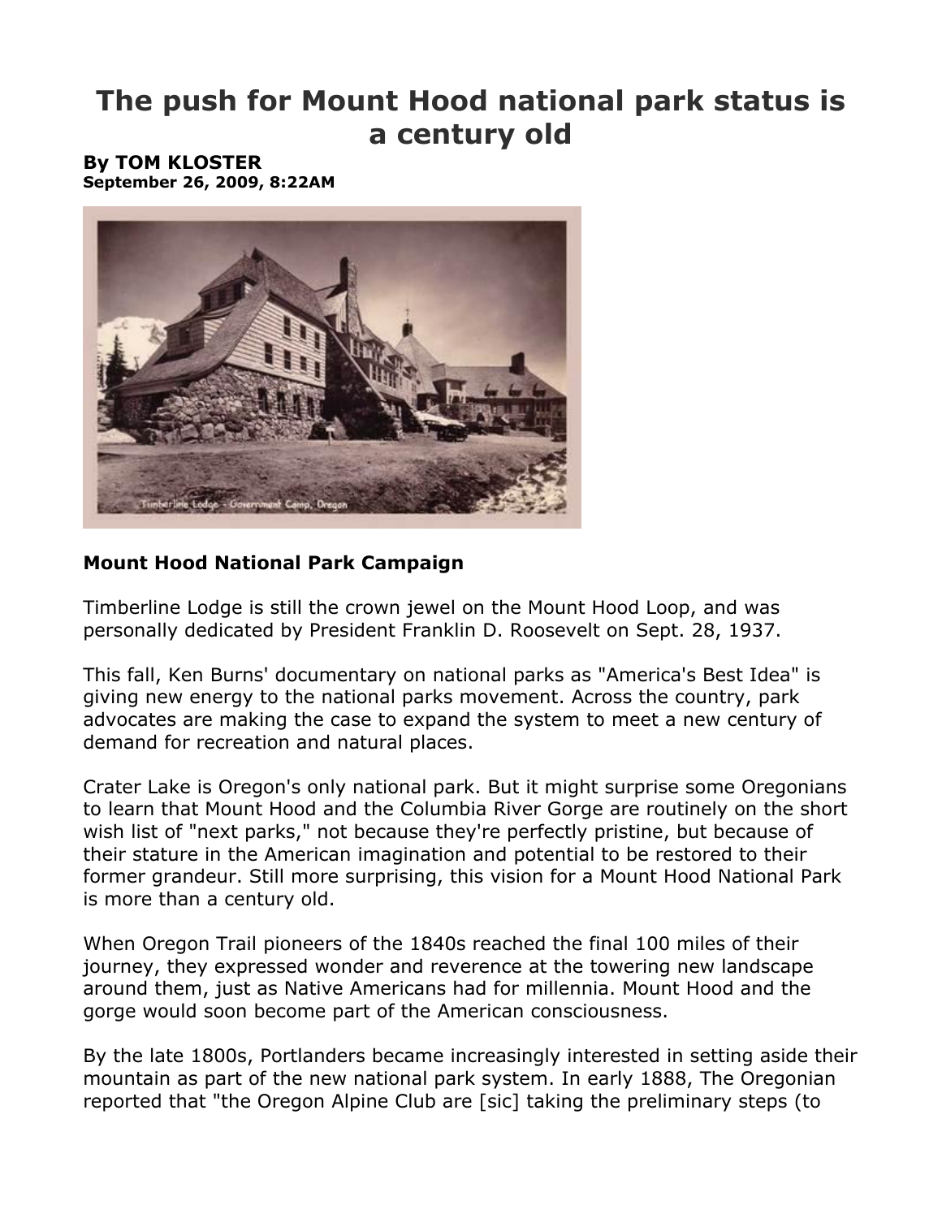# The push for Mount Hood national park status is a century old

**By TOM KLOSTER**
**September 26, 2009, 8:22AM**

**Mount Hood National Park Campaign**

Timberline Lodge is still the crown jewel on the Mount Hood Loop, and was personally dedicated by President Franklin D. Roosevelt on Sept. 28, 1937.

This fall, Ken Burns' documentary on national parks as "America's Best Idea" is giving new energy to the national parks movement. Across the country, park advocates are making the case to expand the system to meet a new century of demand for recreation and natural places.

Crater Lake is Oregon's only national park. But it might surprise some Oregonians to learn that Mount Hood and the Columbia River Gorge are routinely on the short wish list of "next parks," not because they're perfectly pristine, but because of their stature in the American imagination and potential to be restored to their former grandeur. Still more surprising, this vision for a Mount Hood National Park is more than a century old.

When Oregon Trail pioneers of the 1840s reached the final 100 miles of their journey, they expressed wonder and reverence at the towering new landscape around them, just as Native Americans had for millennia. Mount Hood and the gorge would soon become part of the American consciousness.

By the late 1800s, Portlanders became increasingly interested in setting aside their mountain as part of the new national park system. In early 1888, The Oregonian reported that "the Oregon Alpine Club are [sic] taking the preliminary steps (to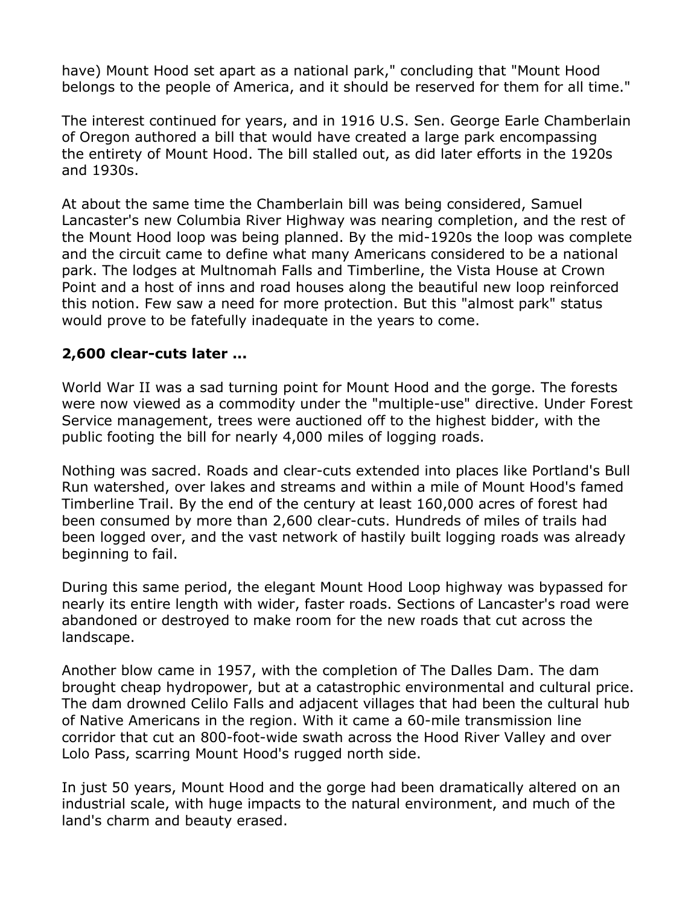have) Mount Hood set apart as a national park," concluding that "Mount Hood belongs to the people of America, and it should be reserved for them for all time."

The interest continued for years, and in 1916 U.S. Sen. George Earle Chamberlain of Oregon authored a bill that would have created a large park encompassing the entirety of Mount Hood. The bill stalled out, as did later efforts in the 1920s and 1930s.

At about the same time the Chamberlain bill was being considered, Samuel Lancaster's new Columbia River Highway was nearing completion, and the rest of the Mount Hood loop was being planned. By the mid-1920s the loop was complete and the circuit came to define what many Americans considered to be a national park. The lodges at Multnomah Falls and Timberline, the Vista House at Crown Point and a host of inns and road houses along the beautiful new loop reinforced this notion. Few saw a need for more protection. But this "almost park" status would prove to be fatefully inadequate in the years to come.

**2,600 clear-cuts later ...**

World War II was a sad turning point for Mount Hood and the gorge. The forests were now viewed as a commodity under the "multiple-use" directive. Under Forest Service management, trees were auctioned off to the highest bidder, with the public footing the bill for nearly 4,000 miles of logging roads.

Nothing was sacred. Roads and clear-cuts extended into places like Portland's Bull Run watershed, over lakes and streams and within a mile of Mount Hood's famed Timberline Trail. By the end of the century at least 160,000 acres of forest had been consumed by more than 2,600 clear-cuts. Hundreds of miles of trails had been logged over, and the vast network of hastily built logging roads was already beginning to fail.

During this same period, the elegant Mount Hood Loop highway was bypassed for nearly its entire length with wider, faster roads. Sections of Lancaster's road were abandoned or destroyed to make room for the new roads that cut across the landscape.

Another blow came in 1957, with the completion of The Dalles Dam. The dam brought cheap hydropower, but at a catastrophic environmental and cultural price. The dam drowned Celilo Falls and adjacent villages that had been the cultural hub of Native Americans in the region. With it came a 60-mile transmission line corridor that cut an 800-foot-wide swath across the Hood River Valley and over Lolo Pass, scarring Mount Hood's rugged north side.

In just 50 years, Mount Hood and the gorge had been dramatically altered on an industrial scale, with huge impacts to the natural environment, and much of the land's charm and beauty erased.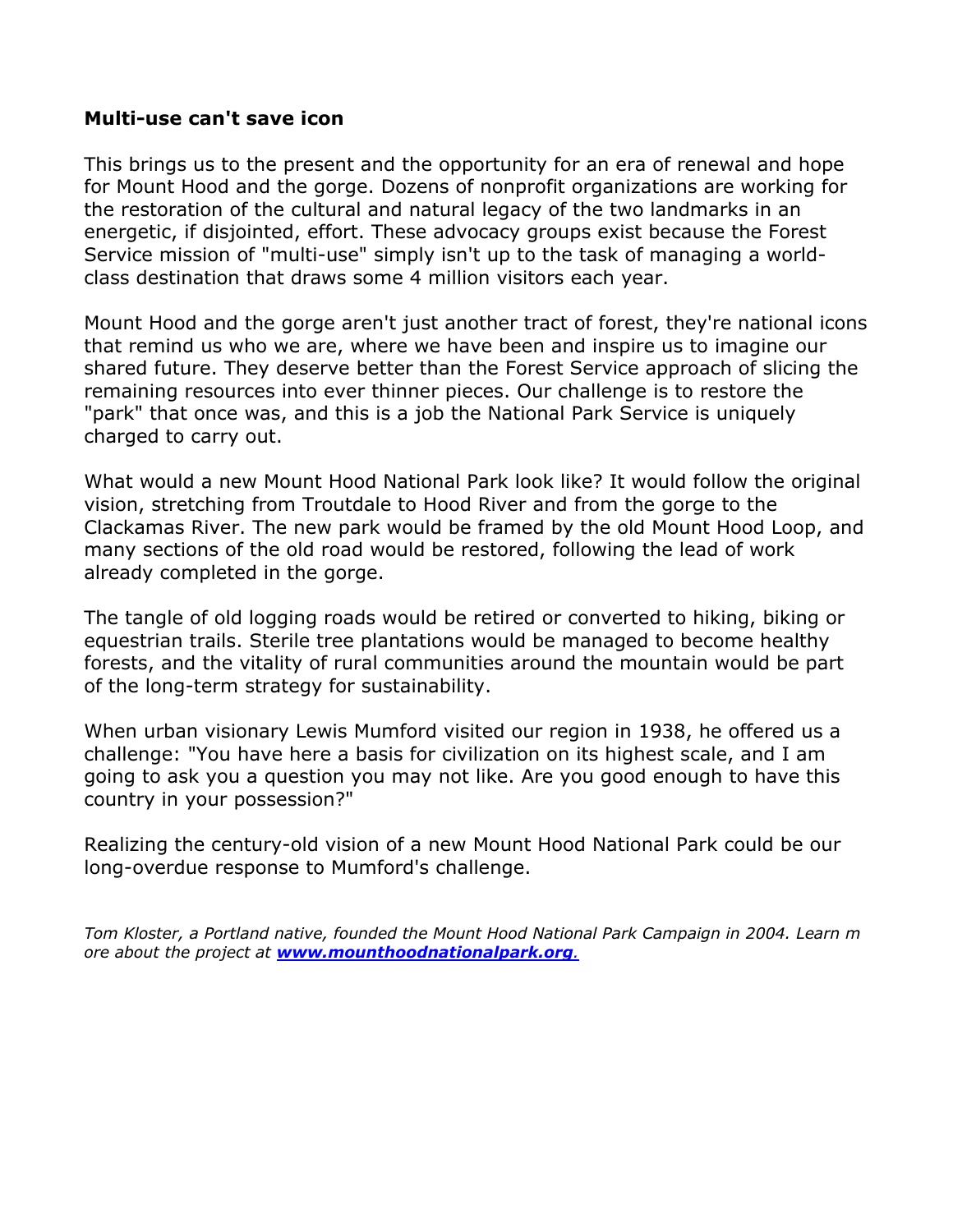**Multi-use can't save icon**

This brings us to the present and the opportunity for an era of renewal and hope for Mount Hood and the gorge. Dozens of nonprofit organizations are working for the restoration of the cultural and natural legacy of the two landmarks in an energetic, if disjointed, effort. These advocacy groups exist because the Forest Service mission of "multi-use" simply isn't up to the task of managing a world-class destination that draws some 4 million visitors each year.

Mount Hood and the gorge aren't just another tract of forest, they're national icons that remind us who we are, where we have been and inspire us to imagine our shared future. They deserve better than the Forest Service approach of slicing the remaining resources into ever thinner pieces. Our challenge is to restore the "park" that once was, and this is a job the National Park Service is uniquely charged to carry out.

What would a new Mount Hood National Park look like? It would follow the original vision, stretching from Troutdale to Hood River and from the gorge to the Clackamas River. The new park would be framed by the old Mount Hood Loop, and many sections of the old road would be restored, following the lead of work already completed in the gorge.

The tangle of old logging roads would be retired or converted to hiking, biking or equestrian trails. Sterile tree plantations would be managed to become healthy forests, and the vitality of rural communities around the mountain would be part of the long-term strategy for sustainability.

When urban visionary Lewis Mumford visited our region in 1938, he offered us a challenge: "You have here a basis for civilization on its highest scale, and I am going to ask you a question you may not like. Are you good enough to have this country in your possession?"

Realizing the century-old vision of a new Mount Hood National Park could be our long-overdue response to Mumford's challenge.

*Tom Kloster, a Portland native, founded the Mount Hood National Park Campaign in 2004. Learn more about the project at* ***www.mounthoodnationalpark.org***.